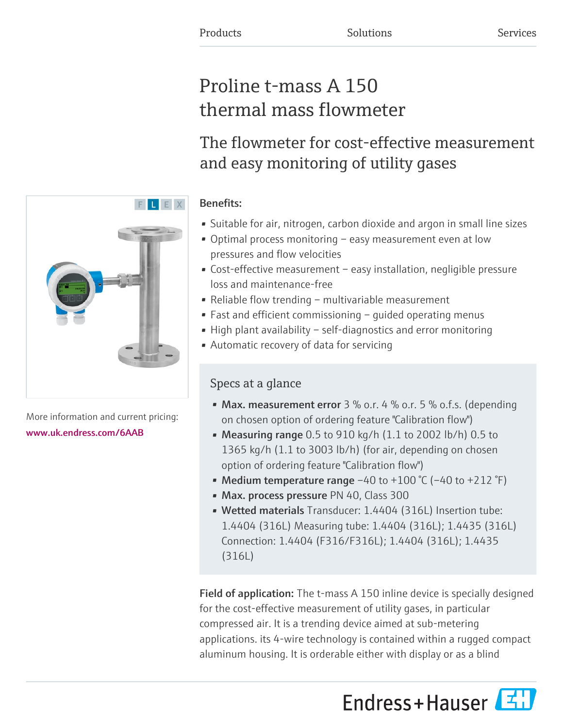Products Solutions Services

# Proline t-mass A 150 thermal mass flowmeter

## The flowmeter for cost-effective measurement and easy monitoring of utility gases

More information and current pricing:
www.uk.endress.com/6AAB

### Benefits:

- Suitable for air, nitrogen, carbon dioxide and argon in small line sizes
- Optimal process monitoring – easy measurement even at low pressures and flow velocities
- Cost-effective measurement – easy installation, negligible pressure loss and maintenance-free
- Reliable flow trending – multivariable measurement
- Fast and efficient commissioning – guided operating menus
- High plant availability – self-diagnostics and error monitoring
- Automatic recovery of data for servicing

### Specs at a glance

- **Max. measurement error** 3 % o.r. 4 % o.r. 5 % o.f.s. (depending on chosen option of ordering feature "Calibration flow")
- **Measuring range** 0.5 to 910 kg/h (1.1 to 2002 lb/h) 0.5 to 1365 kg/h (1.1 to 3003 lb/h) (for air, depending on chosen option of ordering feature "Calibration flow")
- **Medium temperature range** −40 to +100 °C (−40 to +212 °F)
- **Max. process pressure** PN 40, Class 300
- **Wetted materials** Transducer: 1.4404 (316L) Insertion tube: 1.4404 (316L) Measuring tube: 1.4404 (316L); 1.4435 (316L) Connection: 1.4404 (F316/F316L); 1.4404 (316L); 1.4435 (316L)

**Field of application:** The t-mass A 150 inline device is specially designed for the cost-effective measurement of utility gases, in particular compressed air. It is a trending device aimed at sub-metering applications. its 4-wire technology is contained within a rugged compact aluminum housing. It is orderable either with display or as a blind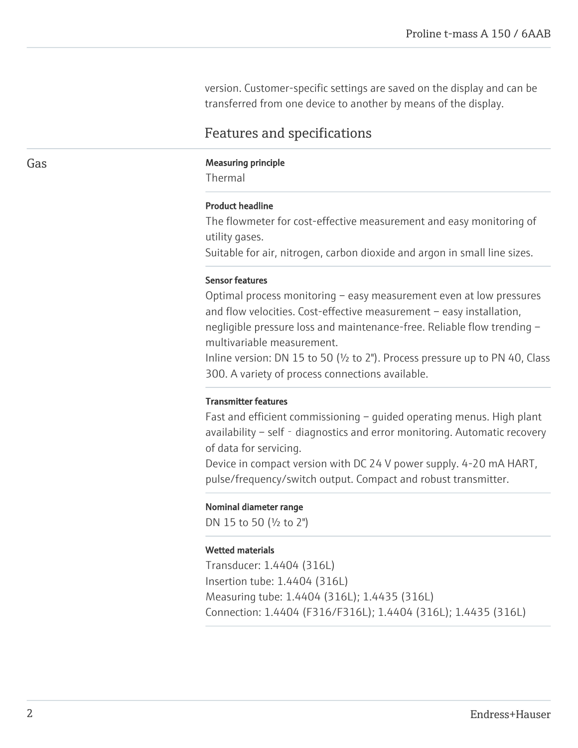version. Customer-specific settings are saved on the display and can be transferred from one device to another by means of the display.

## Features and specifications

### Gas

**Measuring principle**

Thermal

**Product headline**

The flowmeter for cost-effective measurement and easy monitoring of utility gases.
Suitable for air, nitrogen, carbon dioxide and argon in small line sizes.

**Sensor features**

Optimal process monitoring – easy measurement even at low pressures and flow velocities. Cost-effective measurement – easy installation, negligible pressure loss and maintenance-free. Reliable flow trending – multivariable measurement.
Inline version: DN 15 to 50 (½ to 2"). Process pressure up to PN 40, Class 300. A variety of process connections available.

**Transmitter features**

Fast and efficient commissioning – guided operating menus. High plant availability – self‐diagnostics and error monitoring. Automatic recovery of data for servicing.
Device in compact version with DC 24 V power supply. 4-20 mA HART, pulse/frequency/switch output. Compact and robust transmitter.

**Nominal diameter range**

DN 15 to 50 (½ to 2")

**Wetted materials**

Transducer: 1.4404 (316L)
Insertion tube: 1.4404 (316L)
Measuring tube: 1.4404 (316L); 1.4435 (316L)
Connection: 1.4404 (F316/F316L); 1.4404 (316L); 1.4435 (316L)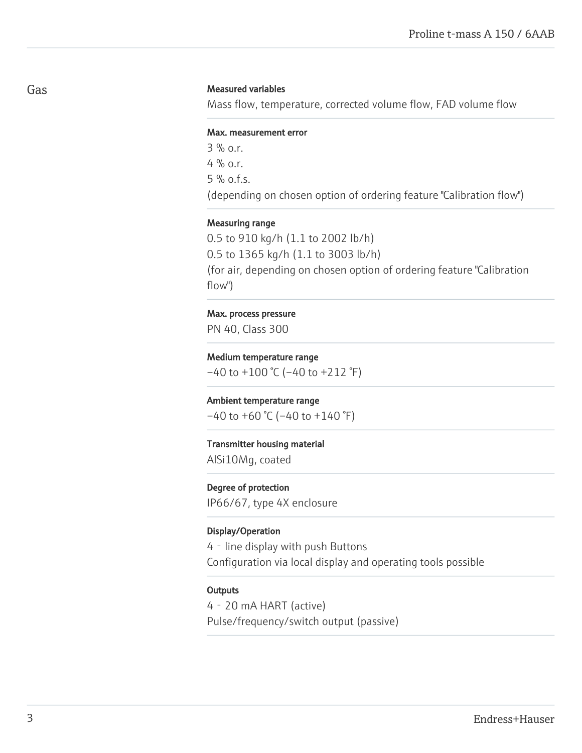## Gas

**Measured variables**

Mass flow, temperature, corrected volume flow, FAD volume flow

**Max. measurement error**

3 % o.r.
4 % o.r.
5 % o.f.s.
(depending on chosen option of ordering feature "Calibration flow")

**Measuring range**

0.5 to 910 kg/h (1.1 to 2002 lb/h)
0.5 to 1365 kg/h (1.1 to 3003 lb/h)
(for air, depending on chosen option of ordering feature "Calibration flow")

**Max. process pressure**

PN 40, Class 300

**Medium temperature range**

–40 to +100 °C (–40 to +212 °F)

**Ambient temperature range**

–40 to +60 °C (–40 to +140 °F)

**Transmitter housing material**

AlSi10Mg, coated

**Degree of protection**

IP66/67, type 4X enclosure

**Display/Operation**

4 - line display with push Buttons
Configuration via local display and operating tools possible

**Outputs**

4 - 20 mA HART (active)
Pulse/frequency/switch output (passive)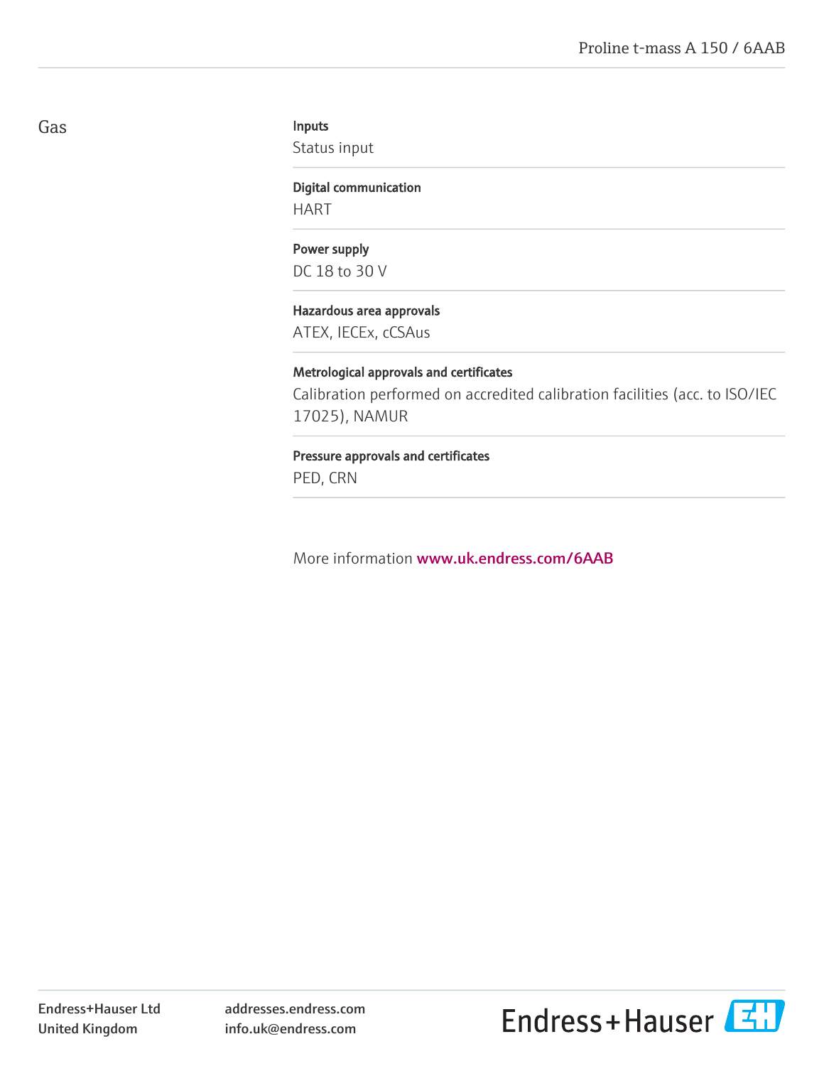## Gas

**Inputs**
Status input

**Digital communication**
HART

**Power supply**
DC 18 to 30 V

**Hazardous area approvals**
ATEX, IECEx, cCSAus

**Metrological approvals and certificates**
Calibration performed on accredited calibration facilities (acc. to ISO/IEC 17025), NAMUR

**Pressure approvals and certificates**
PED, CRN

More information www.uk.endress.com/6AAB

Endress+Hauser Ltd
United Kingdom

addresses.endress.com
info.uk@endress.com